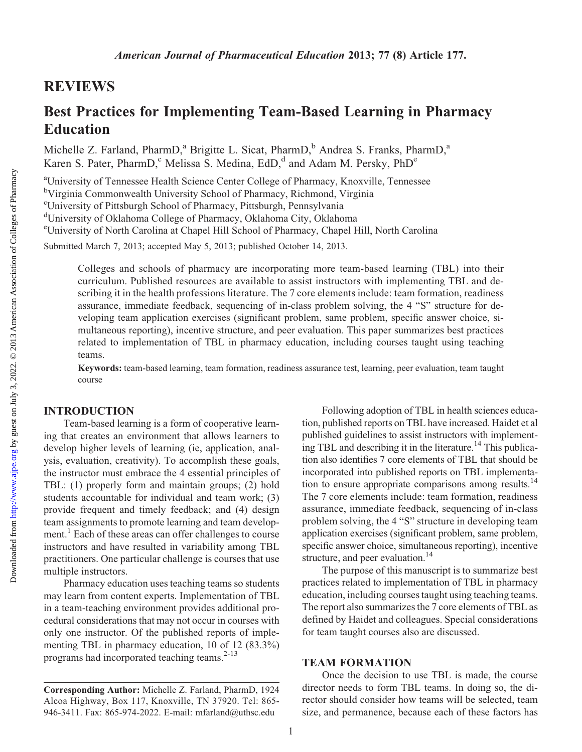## REVIEWS

# Best Practices for Implementing Team-Based Learning in Pharmacy Education

Michelle Z. Farland, PharmD,[a] Brigitte L. Sicat, PharmD,[b] Andrea S. Franks, PharmD,[a] Karen S. Pater, PharmD,[c] Melissa S. Medina, EdD,[d] and Adam M. Persky, PhD[e]

[a]University of Tennessee Health Science Center College of Pharmacy, Knoxville, Tennessee
[b]Virginia Commonwealth University School of Pharmacy, Richmond, Virginia
[c]University of Pittsburgh School of Pharmacy, Pittsburgh, Pennsylvania
[d]University of Oklahoma College of Pharmacy, Oklahoma City, Oklahoma
[e]University of North Carolina at Chapel Hill School of Pharmacy, Chapel Hill, North Carolina

Submitted March 7, 2013; accepted May 5, 2013; published October 14, 2013.

Colleges and schools of pharmacy are incorporating more team-based learning (TBL) into their curriculum. Published resources are available to assist instructors with implementing TBL and describing it in the health professions literature. The 7 core elements include: team formation, readiness assurance, immediate feedback, sequencing of in-class problem solving, the 4 "S" structure for developing team application exercises (significant problem, same problem, specific answer choice, simultaneous reporting), incentive structure, and peer evaluation. This paper summarizes best practices related to implementation of TBL in pharmacy education, including courses taught using teaching teams.

**Keywords:** team-based learning, team formation, readiness assurance test, learning, peer evaluation, team taught course

## INTRODUCTION

Team-based learning is a form of cooperative learning that creates an environment that allows learners to develop higher levels of learning (ie, application, analysis, evaluation, creativity). To accomplish these goals, the instructor must embrace the 4 essential principles of TBL: (1) properly form and maintain groups; (2) hold students accountable for individual and team work; (3) provide frequent and timely feedback; and (4) design team assignments to promote learning and team development.[1] Each of these areas can offer challenges to course instructors and have resulted in variability among TBL practitioners. One particular challenge is courses that use multiple instructors.

Pharmacy education uses teaching teams so students may learn from content experts. Implementation of TBL in a team-teaching environment provides additional procedural considerations that may not occur in courses with only one instructor. Of the published reports of implementing TBL in pharmacy education, 10 of 12 (83.3%) programs had incorporated teaching teams.[2-13]

Following adoption of TBL in health sciences education, published reports on TBL have increased. Haidet et al published guidelines to assist instructors with implementing TBL and describing it in the literature.[14] This publication also identifies 7 core elements of TBL that should be incorporated into published reports on TBL implementation to ensure appropriate comparisons among results.[14] The 7 core elements include: team formation, readiness assurance, immediate feedback, sequencing of in-class problem solving, the 4 "S" structure in developing team application exercises (significant problem, same problem, specific answer choice, simultaneous reporting), incentive structure, and peer evaluation.[14]

The purpose of this manuscript is to summarize best practices related to implementation of TBL in pharmacy education, including courses taught using teaching teams. The report also summarizes the 7 core elements of TBL as defined by Haidet and colleagues. Special considerations for team taught courses also are discussed.

## TEAM FORMATION

Once the decision to use TBL is made, the course director needs to form TBL teams. In doing so, the director should consider how teams will be selected, team size, and permanence, because each of these factors has

**Corresponding Author:** Michelle Z. Farland, PharmD, 1924 Alcoa Highway, Box 117, Knoxville, TN 37920. Tel: 865-946-3411. Fax: 865-974-2022. E-mail: mfarland@uthsc.edu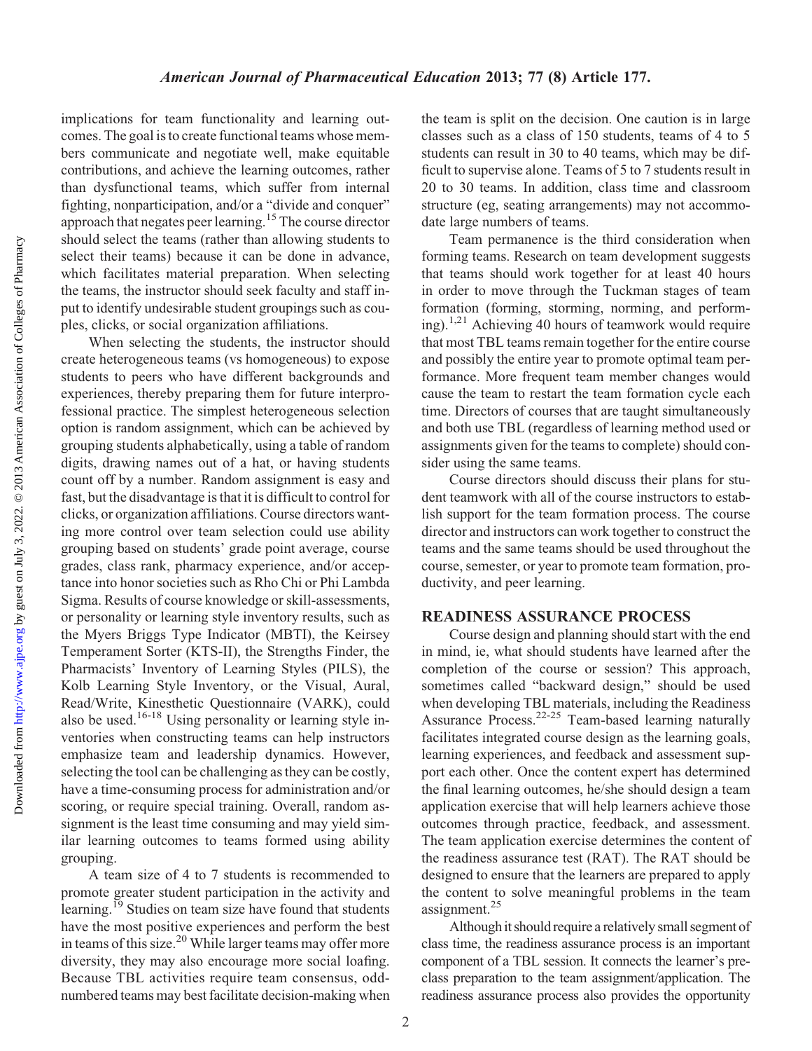implications for team functionality and learning outcomes. The goal is to create functional teams whose members communicate and negotiate well, make equitable contributions, and achieve the learning outcomes, rather than dysfunctional teams, which suffer from internal fighting, nonparticipation, and/or a "divide and conquer" approach that negates peer learning.[15] The course director should select the teams (rather than allowing students to select their teams) because it can be done in advance, which facilitates material preparation. When selecting the teams, the instructor should seek faculty and staff input to identify undesirable student groupings such as couples, clicks, or social organization affiliations.

When selecting the students, the instructor should create heterogeneous teams (vs homogeneous) to expose students to peers who have different backgrounds and experiences, thereby preparing them for future interprofessional practice. The simplest heterogeneous selection option is random assignment, which can be achieved by grouping students alphabetically, using a table of random digits, drawing names out of a hat, or having students count off by a number. Random assignment is easy and fast, but the disadvantage is that it is difficult to control for clicks, or organization affiliations. Course directors wanting more control over team selection could use ability grouping based on students' grade point average, course grades, class rank, pharmacy experience, and/or acceptance into honor societies such as Rho Chi or Phi Lambda Sigma. Results of course knowledge or skill-assessments, or personality or learning style inventory results, such as the Myers Briggs Type Indicator (MBTI), the Keirsey Temperament Sorter (KTS-II), the Strengths Finder, the Pharmacists' Inventory of Learning Styles (PILS), the Kolb Learning Style Inventory, or the Visual, Aural, Read/Write, Kinesthetic Questionnaire (VARK), could also be used.[16-18] Using personality or learning style inventories when constructing teams can help instructors emphasize team and leadership dynamics. However, selecting the tool can be challenging as they can be costly, have a time-consuming process for administration and/or scoring, or require special training. Overall, random assignment is the least time consuming and may yield similar learning outcomes to teams formed using ability grouping.

A team size of 4 to 7 students is recommended to promote greater student participation in the activity and learning.[19] Studies on team size have found that students have the most positive experiences and perform the best in teams of this size.[20] While larger teams may offer more diversity, they may also encourage more social loafing. Because TBL activities require team consensus, odd-numbered teams may best facilitate decision-making when the team is split on the decision. One caution is in large classes such as a class of 150 students, teams of 4 to 5 students can result in 30 to 40 teams, which may be difficult to supervise alone. Teams of 5 to 7 students result in 20 to 30 teams. In addition, class time and classroom structure (eg, seating arrangements) may not accommodate large numbers of teams.

Team permanence is the third consideration when forming teams. Research on team development suggests that teams should work together for at least 40 hours in order to move through the Tuckman stages of team formation (forming, storming, norming, and performing).[1,21] Achieving 40 hours of teamwork would require that most TBL teams remain together for the entire course and possibly the entire year to promote optimal team performance. More frequent team member changes would cause the team to restart the team formation cycle each time. Directors of courses that are taught simultaneously and both use TBL (regardless of learning method used or assignments given for the teams to complete) should consider using the same teams.

Course directors should discuss their plans for student teamwork with all of the course instructors to establish support for the team formation process. The course director and instructors can work together to construct the teams and the same teams should be used throughout the course, semester, or year to promote team formation, productivity, and peer learning.

## READINESS ASSURANCE PROCESS

Course design and planning should start with the end in mind, ie, what should students have learned after the completion of the course or session? This approach, sometimes called "backward design," should be used when developing TBL materials, including the Readiness Assurance Process.[22-25] Team-based learning naturally facilitates integrated course design as the learning goals, learning experiences, and feedback and assessment support each other. Once the content expert has determined the final learning outcomes, he/she should design a team application exercise that will help learners achieve those outcomes through practice, feedback, and assessment. The team application exercise determines the content of the readiness assurance test (RAT). The RAT should be designed to ensure that the learners are prepared to apply the content to solve meaningful problems in the team assignment.[25]

Although it should require a relatively small segment of class time, the readiness assurance process is an important component of a TBL session. It connects the learner's preclass preparation to the team assignment/application. The readiness assurance process also provides the opportunity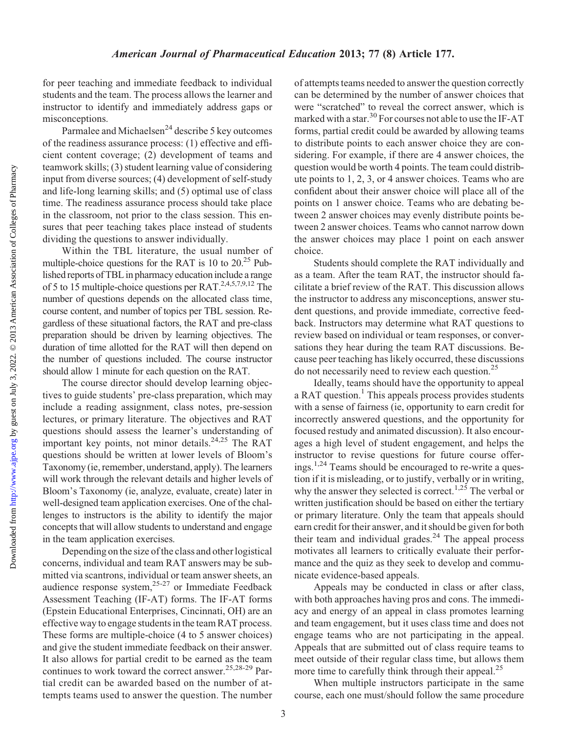for peer teaching and immediate feedback to individual students and the team. The process allows the learner and instructor to identify and immediately address gaps or misconceptions.

Parmalee and Michaelsen[24] describe 5 key outcomes of the readiness assurance process: (1) effective and efficient content coverage; (2) development of teams and teamwork skills; (3) student learning value of considering input from diverse sources; (4) development of self-study and life-long learning skills; and (5) optimal use of class time. The readiness assurance process should take place in the classroom, not prior to the class session. This ensures that peer teaching takes place instead of students dividing the questions to answer individually.

Within the TBL literature, the usual number of multiple-choice questions for the RAT is 10 to 20.[25] Published reports of TBL in pharmacy education include a range of 5 to 15 multiple-choice questions per RAT.[2,4,5,7,9,12] The number of questions depends on the allocated class time, course content, and number of topics per TBL session. Regardless of these situational factors, the RAT and pre-class preparation should be driven by learning objectives. The duration of time allotted for the RAT will then depend on the number of questions included. The course instructor should allow 1 minute for each question on the RAT.

The course director should develop learning objectives to guide students' pre-class preparation, which may include a reading assignment, class notes, pre-session lectures, or primary literature. The objectives and RAT questions should assess the learner's understanding of important key points, not minor details.[24,25] The RAT questions should be written at lower levels of Bloom's Taxonomy (ie, remember, understand, apply). The learners will work through the relevant details and higher levels of Bloom's Taxonomy (ie, analyze, evaluate, create) later in well-designed team application exercises. One of the challenges to instructors is the ability to identify the major concepts that will allow students to understand and engage in the team application exercises.

Depending on the size of the class and other logistical concerns, individual and team RAT answers may be submitted via scantrons, individual or team answer sheets, an audience response system,[25-27] or Immediate Feedback Assessment Teaching (IF-AT) forms. The IF-AT forms (Epstein Educational Enterprises, Cincinnati, OH) are an effective way to engage students in the team RAT process. These forms are multiple-choice (4 to 5 answer choices) and give the student immediate feedback on their answer. It also allows for partial credit to be earned as the team continues to work toward the correct answer.[25,28-29] Partial credit can be awarded based on the number of attempts teams used to answer the question. The number of attempts teams needed to answer the question correctly can be determined by the number of answer choices that were "scratched" to reveal the correct answer, which is marked with a star.[30] For courses not able to use the IF-AT forms, partial credit could be awarded by allowing teams to distribute points to each answer choice they are considering. For example, if there are 4 answer choices, the question would be worth 4 points. The team could distribute points to 1, 2, 3, or 4 answer choices. Teams who are confident about their answer choice will place all of the points on 1 answer choice. Teams who are debating between 2 answer choices may evenly distribute points between 2 answer choices. Teams who cannot narrow down the answer choices may place 1 point on each answer choice.

Students should complete the RAT individually and as a team. After the team RAT, the instructor should facilitate a brief review of the RAT. This discussion allows the instructor to address any misconceptions, answer student questions, and provide immediate, corrective feedback. Instructors may determine what RAT questions to review based on individual or team responses, or conversations they hear during the team RAT discussions. Because peer teaching has likely occurred, these discussions do not necessarily need to review each question.[25]

Ideally, teams should have the opportunity to appeal a RAT question.[1] This appeals process provides students with a sense of fairness (ie, opportunity to earn credit for incorrectly answered questions, and the opportunity for focused restudy and animated discussion). It also encourages a high level of student engagement, and helps the instructor to revise questions for future course offerings.[1,24] Teams should be encouraged to re-write a question if it is misleading, or to justify, verbally or in writing, why the answer they selected is correct.[1,25] The verbal or written justification should be based on either the tertiary or primary literature. Only the team that appeals should earn credit for their answer, and it should be given for both their team and individual grades.[24] The appeal process motivates all learners to critically evaluate their performance and the quiz as they seek to develop and communicate evidence-based appeals.

Appeals may be conducted in class or after class, with both approaches having pros and cons. The immediacy and energy of an appeal in class promotes learning and team engagement, but it uses class time and does not engage teams who are not participating in the appeal. Appeals that are submitted out of class require teams to meet outside of their regular class time, but allows them more time to carefully think through their appeal.[25]

When multiple instructors participate in the same course, each one must/should follow the same procedure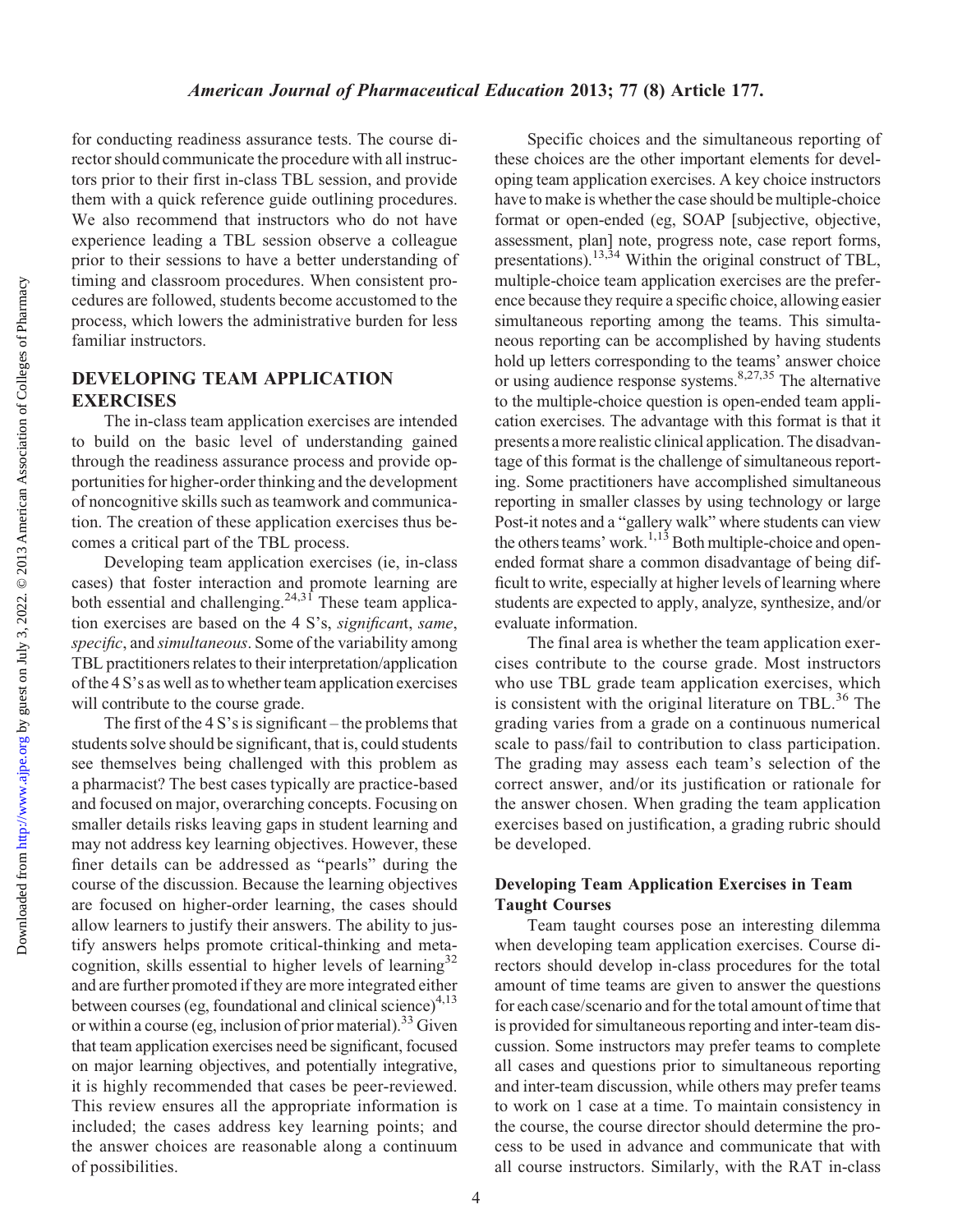for conducting readiness assurance tests. The course director should communicate the procedure with all instructors prior to their first in-class TBL session, and provide them with a quick reference guide outlining procedures. We also recommend that instructors who do not have experience leading a TBL session observe a colleague prior to their sessions to have a better understanding of timing and classroom procedures. When consistent procedures are followed, students become accustomed to the process, which lowers the administrative burden for less familiar instructors.

## DEVELOPING TEAM APPLICATION EXERCISES

The in-class team application exercises are intended to build on the basic level of understanding gained through the readiness assurance process and provide opportunities for higher-order thinking and the development of noncognitive skills such as teamwork and communication. The creation of these application exercises thus becomes a critical part of the TBL process.

Developing team application exercises (ie, in-class cases) that foster interaction and promote learning are both essential and challenging.[24,31] These team application exercises are based on the 4 S's, *significant*, *same*, *specific*, and *simultaneous*. Some of the variability among TBL practitioners relates to their interpretation/application of the 4 S's as well as to whether team application exercises will contribute to the course grade.

The first of the 4 S's is significant – the problems that students solve should be significant, that is, could students see themselves being challenged with this problem as a pharmacist? The best cases typically are practice-based and focused on major, overarching concepts. Focusing on smaller details risks leaving gaps in student learning and may not address key learning objectives. However, these finer details can be addressed as "pearls" during the course of the discussion. Because the learning objectives are focused on higher-order learning, the cases should allow learners to justify their answers. The ability to justify answers helps promote critical-thinking and metacognition, skills essential to higher levels of learning[32] and are further promoted if they are more integrated either between courses (eg, foundational and clinical science)[4,13] or within a course (eg, inclusion of prior material).[33] Given that team application exercises need be significant, focused on major learning objectives, and potentially integrative, it is highly recommended that cases be peer-reviewed. This review ensures all the appropriate information is included; the cases address key learning points; and the answer choices are reasonable along a continuum of possibilities.

Specific choices and the simultaneous reporting of these choices are the other important elements for developing team application exercises. A key choice instructors have to make is whether the case should be multiple-choice format or open-ended (eg, SOAP [subjective, objective, assessment, plan] note, progress note, case report forms, presentations).[13,34] Within the original construct of TBL, multiple-choice team application exercises are the preference because they require a specific choice, allowing easier simultaneous reporting among the teams. This simultaneous reporting can be accomplished by having students hold up letters corresponding to the teams' answer choice or using audience response systems.[8,27,35] The alternative to the multiple-choice question is open-ended team application exercises. The advantage with this format is that it presents a more realistic clinical application. The disadvantage of this format is the challenge of simultaneous reporting. Some practitioners have accomplished simultaneous reporting in smaller classes by using technology or large Post-it notes and a "gallery walk" where students can view the others teams' work.[1,13] Both multiple-choice and open-ended format share a common disadvantage of being difficult to write, especially at higher levels of learning where students are expected to apply, analyze, synthesize, and/or evaluate information.

The final area is whether the team application exercises contribute to the course grade. Most instructors who use TBL grade team application exercises, which is consistent with the original literature on TBL.[36] The grading varies from a grade on a continuous numerical scale to pass/fail to contribution to class participation. The grading may assess each team's selection of the correct answer, and/or its justification or rationale for the answer chosen. When grading the team application exercises based on justification, a grading rubric should be developed.

### Developing Team Application Exercises in Team Taught Courses

Team taught courses pose an interesting dilemma when developing team application exercises. Course directors should develop in-class procedures for the total amount of time teams are given to answer the questions for each case/scenario and for the total amount of time that is provided for simultaneous reporting and inter-team discussion. Some instructors may prefer teams to complete all cases and questions prior to simultaneous reporting and inter-team discussion, while others may prefer teams to work on 1 case at a time. To maintain consistency in the course, the course director should determine the process to be used in advance and communicate that with all course instructors. Similarly, with the RAT in-class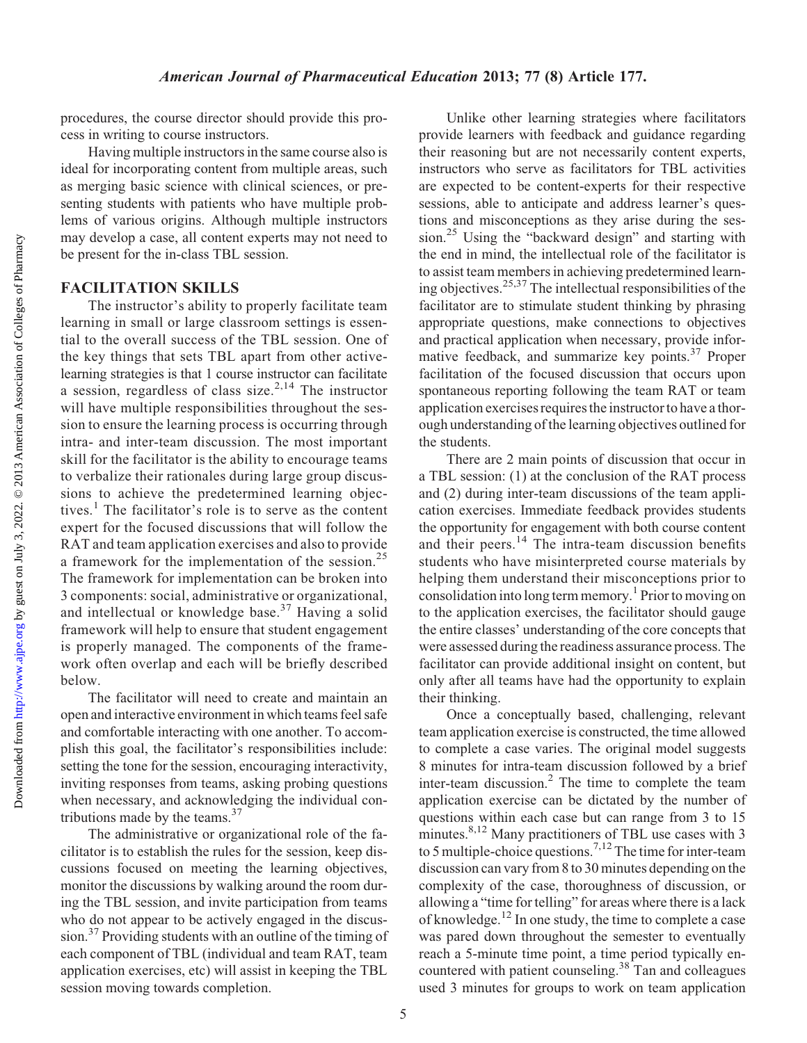procedures, the course director should provide this process in writing to course instructors.

Having multiple instructors in the same course also is ideal for incorporating content from multiple areas, such as merging basic science with clinical sciences, or presenting students with patients who have multiple problems of various origins. Although multiple instructors may develop a case, all content experts may not need to be present for the in-class TBL session.

## FACILITATION SKILLS

The instructor's ability to properly facilitate team learning in small or large classroom settings is essential to the overall success of the TBL session. One of the key things that sets TBL apart from other active-learning strategies is that 1 course instructor can facilitate a session, regardless of class size.[2,14] The instructor will have multiple responsibilities throughout the session to ensure the learning process is occurring through intra- and inter-team discussion. The most important skill for the facilitator is the ability to encourage teams to verbalize their rationales during large group discussions to achieve the predetermined learning objectives.[1] The facilitator's role is to serve as the content expert for the focused discussions that will follow the RAT and team application exercises and also to provide a framework for the implementation of the session.[25] The framework for implementation can be broken into 3 components: social, administrative or organizational, and intellectual or knowledge base.[37] Having a solid framework will help to ensure that student engagement is properly managed. The components of the framework often overlap and each will be briefly described below.

The facilitator will need to create and maintain an open and interactive environment in which teams feel safe and comfortable interacting with one another. To accomplish this goal, the facilitator's responsibilities include: setting the tone for the session, encouraging interactivity, inviting responses from teams, asking probing questions when necessary, and acknowledging the individual contributions made by the teams.[37]

The administrative or organizational role of the facilitator is to establish the rules for the session, keep discussions focused on meeting the learning objectives, monitor the discussions by walking around the room during the TBL session, and invite participation from teams who do not appear to be actively engaged in the discussion.[37] Providing students with an outline of the timing of each component of TBL (individual and team RAT, team application exercises, etc) will assist in keeping the TBL session moving towards completion.

Unlike other learning strategies where facilitators provide learners with feedback and guidance regarding their reasoning but are not necessarily content experts, instructors who serve as facilitators for TBL activities are expected to be content-experts for their respective sessions, able to anticipate and address learner's questions and misconceptions as they arise during the session.[25] Using the "backward design" and starting with the end in mind, the intellectual role of the facilitator is to assist team members in achieving predetermined learning objectives.[25,37] The intellectual responsibilities of the facilitator are to stimulate student thinking by phrasing appropriate questions, make connections to objectives and practical application when necessary, provide informative feedback, and summarize key points.[37] Proper facilitation of the focused discussion that occurs upon spontaneous reporting following the team RAT or team application exercises requires the instructor to have a thorough understanding of the learning objectives outlined for the students.

There are 2 main points of discussion that occur in a TBL session: (1) at the conclusion of the RAT process and (2) during inter-team discussions of the team application exercises. Immediate feedback provides students the opportunity for engagement with both course content and their peers.[14] The intra-team discussion benefits students who have misinterpreted course materials by helping them understand their misconceptions prior to consolidation into long term memory.[1] Prior to moving on to the application exercises, the facilitator should gauge the entire classes' understanding of the core concepts that were assessed during the readiness assurance process. The facilitator can provide additional insight on content, but only after all teams have had the opportunity to explain their thinking.

Once a conceptually based, challenging, relevant team application exercise is constructed, the time allowed to complete a case varies. The original model suggests 8 minutes for intra-team discussion followed by a brief inter-team discussion.[2] The time to complete the team application exercise can be dictated by the number of questions within each case but can range from 3 to 15 minutes.[8,12] Many practitioners of TBL use cases with 3 to 5 multiple-choice questions.[7,12] The time for inter-team discussion can vary from 8 to 30 minutes depending on the complexity of the case, thoroughness of discussion, or allowing a "time for telling" for areas where there is a lack of knowledge.[12] In one study, the time to complete a case was pared down throughout the semester to eventually reach a 5-minute time point, a time period typically encountered with patient counseling.[38] Tan and colleagues used 3 minutes for groups to work on team application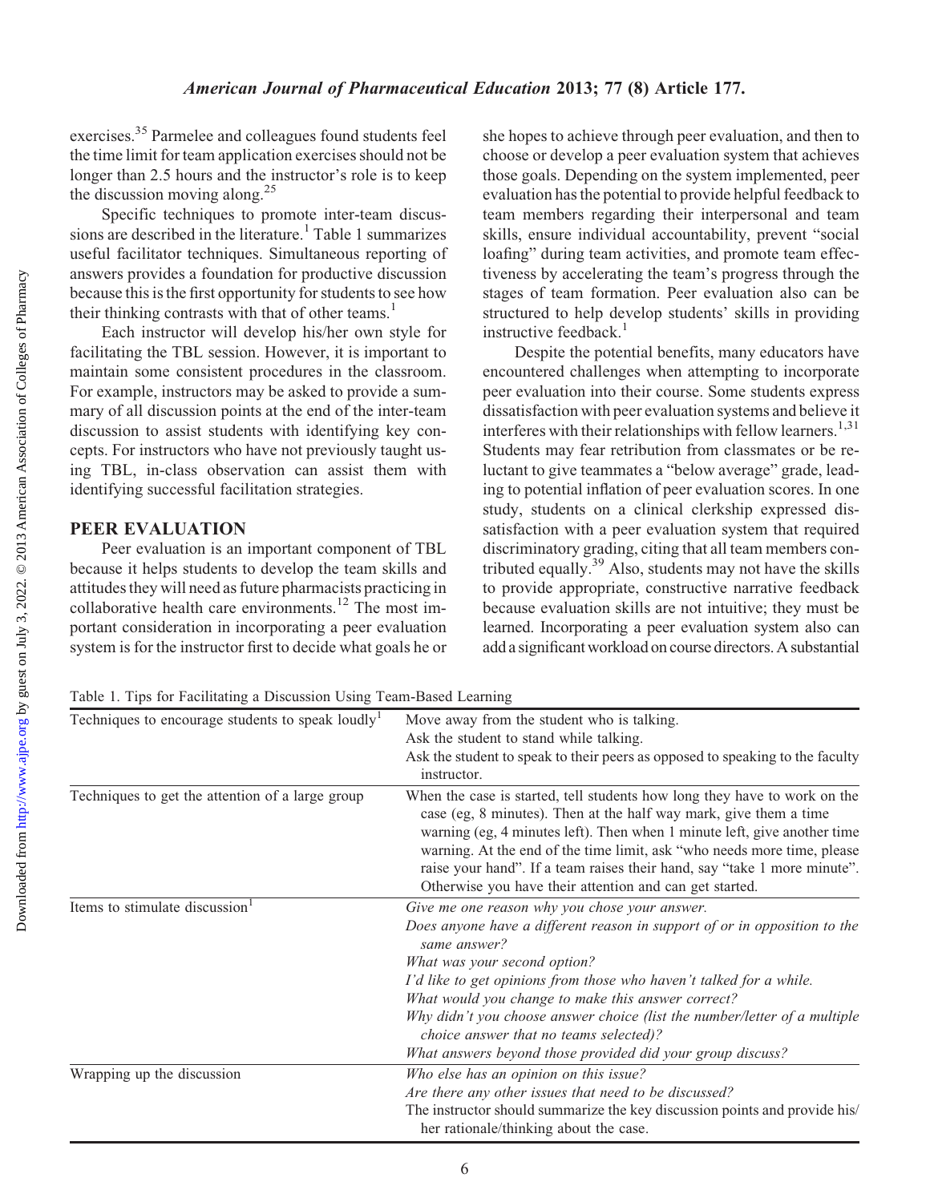exercises.[35] Parmelee and colleagues found students feel the time limit for team application exercises should not be longer than 2.5 hours and the instructor's role is to keep the discussion moving along.[25]

Specific techniques to promote inter-team discussions are described in the literature.[1] Table 1 summarizes useful facilitator techniques. Simultaneous reporting of answers provides a foundation for productive discussion because this is the first opportunity for students to see how their thinking contrasts with that of other teams.[1]

Each instructor will develop his/her own style for facilitating the TBL session. However, it is important to maintain some consistent procedures in the classroom. For example, instructors may be asked to provide a summary of all discussion points at the end of the inter-team discussion to assist students with identifying key concepts. For instructors who have not previously taught using TBL, in-class observation can assist them with identifying successful facilitation strategies.

## PEER EVALUATION

Peer evaluation is an important component of TBL because it helps students to develop the team skills and attitudes they will need as future pharmacists practicing in collaborative health care environments.[12] The most important consideration in incorporating a peer evaluation system is for the instructor first to decide what goals he or she hopes to achieve through peer evaluation, and then to choose or develop a peer evaluation system that achieves those goals. Depending on the system implemented, peer evaluation has the potential to provide helpful feedback to team members regarding their interpersonal and team skills, ensure individual accountability, prevent "social loafing" during team activities, and promote team effectiveness by accelerating the team's progress through the stages of team formation. Peer evaluation also can be structured to help develop students' skills in providing instructive feedback.[1]

Despite the potential benefits, many educators have encountered challenges when attempting to incorporate peer evaluation into their course. Some students express dissatisfaction with peer evaluation systems and believe it interferes with their relationships with fellow learners.[1,31] Students may fear retribution from classmates or be reluctant to give teammates a "below average" grade, leading to potential inflation of peer evaluation scores. In one study, students on a clinical clerkship expressed dissatisfaction with a peer evaluation system that required discriminatory grading, citing that all team members contributed equally.[39] Also, students may not have the skills to provide appropriate, constructive narrative feedback because evaluation skills are not intuitive; they must be learned. Incorporating a peer evaluation system also can add a significant workload on course directors. A substantial

Table 1. Tips for Facilitating a Discussion Using Team-Based Learning

| | |
|---|---|
| Techniques to encourage students to speak loudly[1] | Move away from the student who is talking.<br>Ask the student to stand while talking.<br>Ask the student to speak to their peers as opposed to speaking to the faculty instructor. |
| Techniques to get the attention of a large group | When the case is started, tell students how long they have to work on the case (eg, 8 minutes). Then at the half way mark, give them a time warning (eg, 4 minutes left). Then when 1 minute left, give another time warning. At the end of the time limit, ask "who needs more time, please raise your hand". If a team raises their hand, say "take 1 more minute". Otherwise you have their attention and can get started. |
| Items to stimulate discussion[1] | *Give me one reason why you chose your answer.*<br>*Does anyone have a different reason in support of or in opposition to the same answer?*<br>*What was your second option?*<br>*I'd like to get opinions from those who haven't talked for a while.*<br>*What would you change to make this answer correct?*<br>*Why didn't you choose answer choice (list the number/letter of a multiple choice answer that no teams selected)?*<br>*What answers beyond those provided did your group discuss?* |
| Wrapping up the discussion | *Who else has an opinion on this issue?*<br>*Are there any other issues that need to be discussed?*<br>The instructor should summarize the key discussion points and provide his/her rationale/thinking about the case. |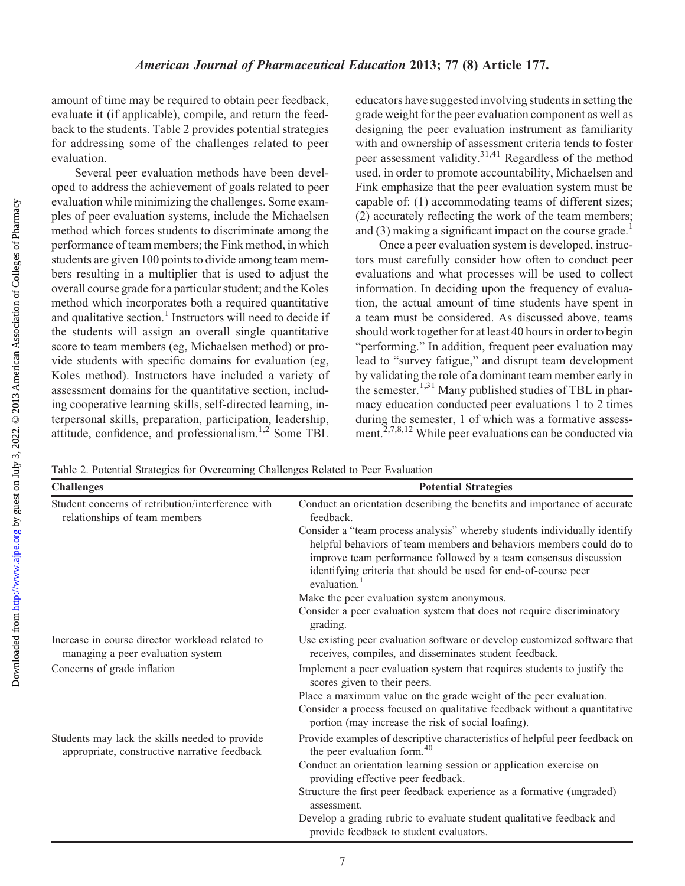amount of time may be required to obtain peer feedback, evaluate it (if applicable), compile, and return the feedback to the students. Table 2 provides potential strategies for addressing some of the challenges related to peer evaluation.

Several peer evaluation methods have been developed to address the achievement of goals related to peer evaluation while minimizing the challenges. Some examples of peer evaluation systems, include the Michaelsen method which forces students to discriminate among the performance of team members; the Fink method, in which students are given 100 points to divide among team members resulting in a multiplier that is used to adjust the overall course grade for a particular student; and the Koles method which incorporates both a required quantitative and qualitative section.[1] Instructors will need to decide if the students will assign an overall single quantitative score to team members (eg, Michaelsen method) or provide students with specific domains for evaluation (eg, Koles method). Instructors have included a variety of assessment domains for the quantitative section, including cooperative learning skills, self-directed learning, interpersonal skills, preparation, participation, leadership, attitude, confidence, and professionalism.[1,2] Some TBL educators have suggested involving students in setting the grade weight for the peer evaluation component as well as designing the peer evaluation instrument as familiarity with and ownership of assessment criteria tends to foster peer assessment validity.[31,41] Regardless of the method used, in order to promote accountability, Michaelsen and Fink emphasize that the peer evaluation system must be capable of: (1) accommodating teams of different sizes; (2) accurately reflecting the work of the team members; and (3) making a significant impact on the course grade.[1]

Once a peer evaluation system is developed, instructors must carefully consider how often to conduct peer evaluations and what processes will be used to collect information. In deciding upon the frequency of evaluation, the actual amount of time students have spent in a team must be considered. As discussed above, teams should work together for at least 40 hours in order to begin "performing." In addition, frequent peer evaluation may lead to "survey fatigue," and disrupt team development by validating the role of a dominant team member early in the semester.[1,31] Many published studies of TBL in pharmacy education conducted peer evaluations 1 to 2 times during the semester, 1 of which was a formative assessment.[2,7,8,12] While peer evaluations can be conducted via

Table 2. Potential Strategies for Overcoming Challenges Related to Peer Evaluation

| Challenges | Potential Strategies |
|---|---|
| Student concerns of retribution/interference with relationships of team members | Conduct an orientation describing the benefits and importance of accurate feedback.<br>Consider a "team process analysis" whereby students individually identify helpful behaviors of team members and behaviors members could do to improve team performance followed by a team consensus discussion identifying criteria that should be used for end-of-course peer evaluation.[1]<br>Make the peer evaluation system anonymous.<br>Consider a peer evaluation system that does not require discriminatory grading. |
| Increase in course director workload related to managing a peer evaluation system | Use existing peer evaluation software or develop customized software that receives, compiles, and disseminates student feedback. |
| Concerns of grade inflation | Implement a peer evaluation system that requires students to justify the scores given to their peers.<br>Place a maximum value on the grade weight of the peer evaluation.<br>Consider a process focused on qualitative feedback without a quantitative portion (may increase the risk of social loafing). |
| Students may lack the skills needed to provide appropriate, constructive narrative feedback | Provide examples of descriptive characteristics of helpful peer feedback on the peer evaluation form.[40]<br>Conduct an orientation learning session or application exercise on providing effective peer feedback.<br>Structure the first peer feedback experience as a formative (ungraded) assessment.<br>Develop a grading rubric to evaluate student qualitative feedback and provide feedback to student evaluators. |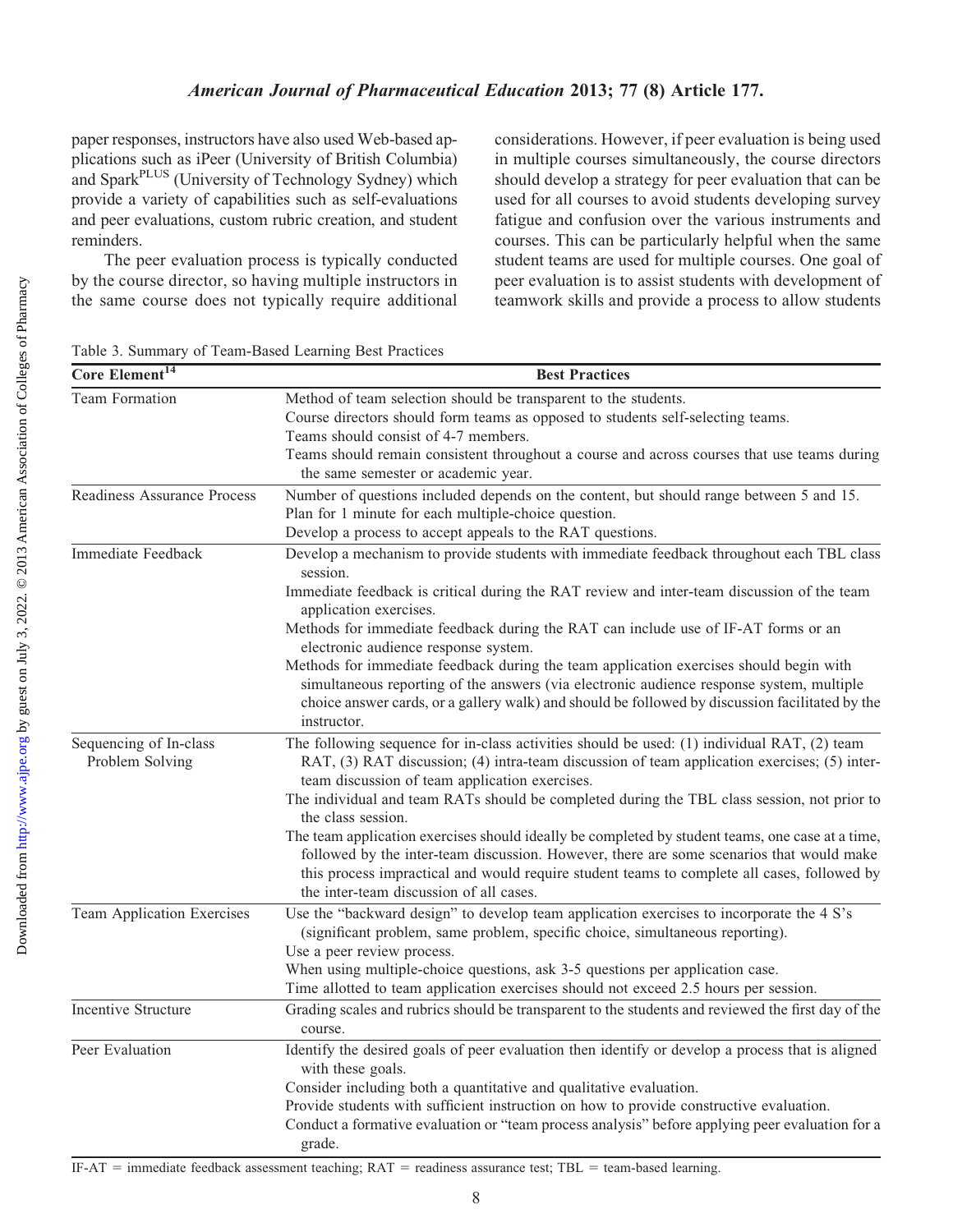paper responses, instructors have also used Web-based applications such as iPeer (University of British Columbia) and Spark$^{PLUS}$ (University of Technology Sydney) which provide a variety of capabilities such as self-evaluations and peer evaluations, custom rubric creation, and student reminders.

The peer evaluation process is typically conducted by the course director, so having multiple instructors in the same course does not typically require additional considerations. However, if peer evaluation is being used in multiple courses simultaneously, the course directors should develop a strategy for peer evaluation that can be used for all courses to avoid students developing survey fatigue and confusion over the various instruments and courses. This can be particularly helpful when the same student teams are used for multiple courses. One goal of peer evaluation is to assist students with development of teamwork skills and provide a process to allow students

Table 3. Summary of Team-Based Learning Best Practices

| Core Element[14] | Best Practices |
|---|---|
| Team Formation | Method of team selection should be transparent to the students. |
| | Course directors should form teams as opposed to students self-selecting teams. |
| | Teams should consist of 4-7 members. |
| | Teams should remain consistent throughout a course and across courses that use teams during the same semester or academic year. |
| Readiness Assurance Process | Number of questions included depends on the content, but should range between 5 and 15. |
| | Plan for 1 minute for each multiple-choice question. |
| | Develop a process to accept appeals to the RAT questions. |
| Immediate Feedback | Develop a mechanism to provide students with immediate feedback throughout each TBL class session. |
| | Immediate feedback is critical during the RAT review and inter-team discussion of the team application exercises. |
| | Methods for immediate feedback during the RAT can include use of IF-AT forms or an electronic audience response system. |
| | Methods for immediate feedback during the team application exercises should begin with simultaneous reporting of the answers (via electronic audience response system, multiple choice answer cards, or a gallery walk) and should be followed by discussion facilitated by the instructor. |
| Sequencing of In-class Problem Solving | The following sequence for in-class activities should be used: (1) individual RAT, (2) team RAT, (3) RAT discussion; (4) intra-team discussion of team application exercises; (5) inter-team discussion of team application exercises. |
| | The individual and team RATs should be completed during the TBL class session, not prior to the class session. |
| | The team application exercises should ideally be completed by student teams, one case at a time, followed by the inter-team discussion. However, there are some scenarios that would make this process impractical and would require student teams to complete all cases, followed by the inter-team discussion of all cases. |
| Team Application Exercises | Use the "backward design" to develop team application exercises to incorporate the 4 S's (significant problem, same problem, specific choice, simultaneous reporting). |
| | Use a peer review process. |
| | When using multiple-choice questions, ask 3-5 questions per application case. |
| | Time allotted to team application exercises should not exceed 2.5 hours per session. |
| Incentive Structure | Grading scales and rubrics should be transparent to the students and reviewed the first day of the course. |
| Peer Evaluation | Identify the desired goals of peer evaluation then identify or develop a process that is aligned with these goals. |
| | Consider including both a quantitative and qualitative evaluation. |
| | Provide students with sufficient instruction on how to provide constructive evaluation. |
| | Conduct a formative evaluation or "team process analysis" before applying peer evaluation for a grade. |

IF-AT = immediate feedback assessment teaching; RAT = readiness assurance test; TBL = team-based learning.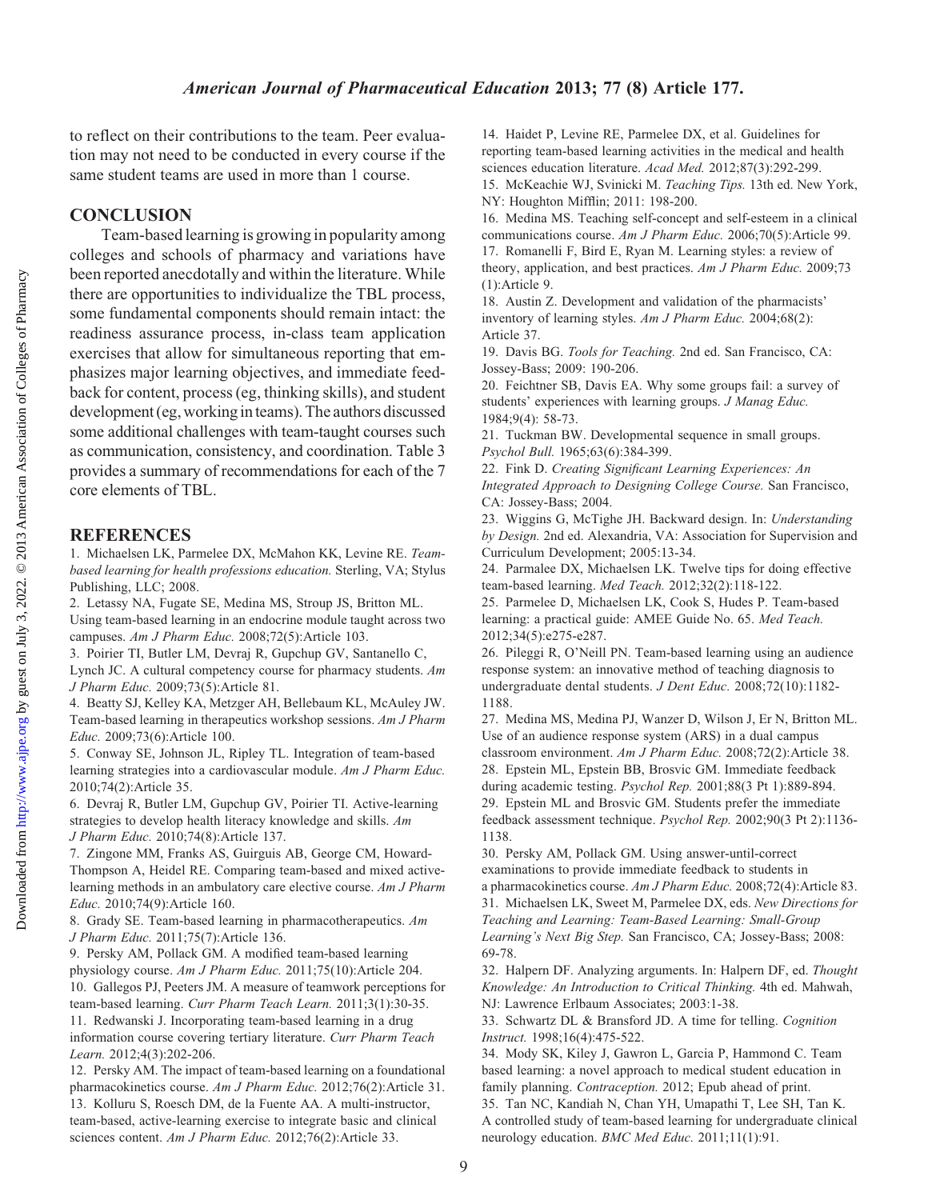to reflect on their contributions to the team. Peer evaluation may not need to be conducted in every course if the same student teams are used in more than 1 course.

## CONCLUSION

Team-based learning is growing in popularity among colleges and schools of pharmacy and variations have been reported anecdotally and within the literature. While there are opportunities to individualize the TBL process, some fundamental components should remain intact: the readiness assurance process, in-class team application exercises that allow for simultaneous reporting that emphasizes major learning objectives, and immediate feedback for content, process (eg, thinking skills), and student development (eg, working in teams). The authors discussed some additional challenges with team-taught courses such as communication, consistency, and coordination. Table 3 provides a summary of recommendations for each of the 7 core elements of TBL.

## REFERENCES

1. Michaelsen LK, Parmelee DX, McMahon KK, Levine RE. *Team-based learning for health professions education.* Sterling, VA; Stylus Publishing, LLC; 2008.
2. Letassy NA, Fugate SE, Medina MS, Stroup JS, Britton ML. Using team-based learning in an endocrine module taught across two campuses. *Am J Pharm Educ.* 2008;72(5):Article 103.
3. Poirier TI, Butler LM, Devraj R, Gupchup GV, Santanello C, Lynch JC. A cultural competency course for pharmacy students. *Am J Pharm Educ.* 2009;73(5):Article 81.
4. Beatty SJ, Kelley KA, Metzger AH, Bellebaum KL, McAuley JW. Team-based learning in therapeutics workshop sessions. *Am J Pharm Educ.* 2009;73(6):Article 100.
5. Conway SE, Johnson JL, Ripley TL. Integration of team-based learning strategies into a cardiovascular module. *Am J Pharm Educ.* 2010;74(2):Article 35.
6. Devraj R, Butler LM, Gupchup GV, Poirier TI. Active-learning strategies to develop health literacy knowledge and skills. *Am J Pharm Educ.* 2010;74(8):Article 137.
7. Zingone MM, Franks AS, Guirguis AB, George CM, Howard-Thompson A, Heidel RE. Comparing team-based and mixed active-learning methods in an ambulatory care elective course. *Am J Pharm Educ.* 2010;74(9):Article 160.
8. Grady SE. Team-based learning in pharmacotherapeutics. *Am J Pharm Educ.* 2011;75(7):Article 136.
9. Persky AM, Pollack GM. A modified team-based learning physiology course. *Am J Pharm Educ.* 2011;75(10):Article 204.
10. Gallegos PJ, Peeters JM. A measure of teamwork perceptions for team-based learning. *Curr Pharm Teach Learn.* 2011;3(1):30-35.
11. Redwanski J. Incorporating team-based learning in a drug information course covering tertiary literature. *Curr Pharm Teach Learn.* 2012;4(3):202-206.
12. Persky AM. The impact of team-based learning on a foundational pharmacokinetics course. *Am J Pharm Educ.* 2012;76(2):Article 31.
13. Kolluru S, Roesch DM, de la Fuente AA. A multi-instructor, team-based, active-learning exercise to integrate basic and clinical sciences content. *Am J Pharm Educ.* 2012;76(2):Article 33.
14. Haidet P, Levine RE, Parmelee DX, et al. Guidelines for reporting team-based learning activities in the medical and health sciences education literature. *Acad Med.* 2012;87(3):292-299.
15. McKeachie WJ, Svinicki M. *Teaching Tips.* 13th ed. New York, NY: Houghton Mifflin; 2011: 198-200.
16. Medina MS. Teaching self-concept and self-esteem in a clinical communications course. *Am J Pharm Educ.* 2006;70(5):Article 99.
17. Romanelli F, Bird E, Ryan M. Learning styles: a review of theory, application, and best practices. *Am J Pharm Educ.* 2009;73 (1):Article 9.
18. Austin Z. Development and validation of the pharmacists' inventory of learning styles. *Am J Pharm Educ.* 2004;68(2): Article 37.
19. Davis BG. *Tools for Teaching.* 2nd ed. San Francisco, CA: Jossey-Bass; 2009: 190-206.
20. Feichtner SB, Davis EA. Why some groups fail: a survey of students' experiences with learning groups. *J Manag Educ.* 1984;9(4): 58-73.
21. Tuckman BW. Developmental sequence in small groups. *Psychol Bull.* 1965;63(6):384-399.
22. Fink D. *Creating Significant Learning Experiences: An Integrated Approach to Designing College Course.* San Francisco, CA: Jossey-Bass; 2004.
23. Wiggins G, McTighe JH. Backward design. In: *Understanding by Design.* 2nd ed. Alexandria, VA: Association for Supervision and Curriculum Development; 2005:13-34.
24. Parmalee DX, Michaelsen LK. Twelve tips for doing effective team-based learning. *Med Teach.* 2012;32(2):118-122.
25. Parmelee D, Michaelsen LK, Cook S, Hudes P. Team-based learning: a practical guide: AMEE Guide No. 65. *Med Teach.* 2012;34(5):e275-e287.
26. Pileggi R, O'Neill PN. Team-based learning using an audience response system: an innovative method of teaching diagnosis to undergraduate dental students. *J Dent Educ.* 2008;72(10):1182-1188.
27. Medina MS, Medina PJ, Wanzer D, Wilson J, Er N, Britton ML. Use of an audience response system (ARS) in a dual campus classroom environment. *Am J Pharm Educ.* 2008;72(2):Article 38.
28. Epstein ML, Epstein BB, Brosvic GM. Immediate feedback during academic testing. *Psychol Rep.* 2001;88(3 Pt 1):889-894.
29. Epstein ML and Brosvic GM. Students prefer the immediate feedback assessment technique. *Psychol Rep.* 2002;90(3 Pt 2):1136-1138.
30. Persky AM, Pollack GM. Using answer-until-correct examinations to provide immediate feedback to students in a pharmacokinetics course. *Am J Pharm Educ.* 2008;72(4):Article 83.
31. Michaelsen LK, Sweet M, Parmelee DX, eds. *New Directions for Teaching and Learning: Team-Based Learning: Small-Group Learning's Next Big Step.* San Francisco, CA; Jossey-Bass; 2008: 69-78.
32. Halpern DF. Analyzing arguments. In: Halpern DF, ed. *Thought Knowledge: An Introduction to Critical Thinking.* 4th ed. Mahwah, NJ: Lawrence Erlbaum Associates; 2003:1-38.
33. Schwartz DL & Bransford JD. A time for telling. *Cognition Instruct.* 1998;16(4):475-522.
34. Mody SK, Kiley J, Gawron L, Garcia P, Hammond C. Team based learning: a novel approach to medical student education in family planning. *Contraception.* 2012; Epub ahead of print.
35. Tan NC, Kandiah N, Chan YH, Umapathi T, Lee SH, Tan K. A controlled study of team-based learning for undergraduate clinical neurology education. *BMC Med Educ.* 2011;11(1):91.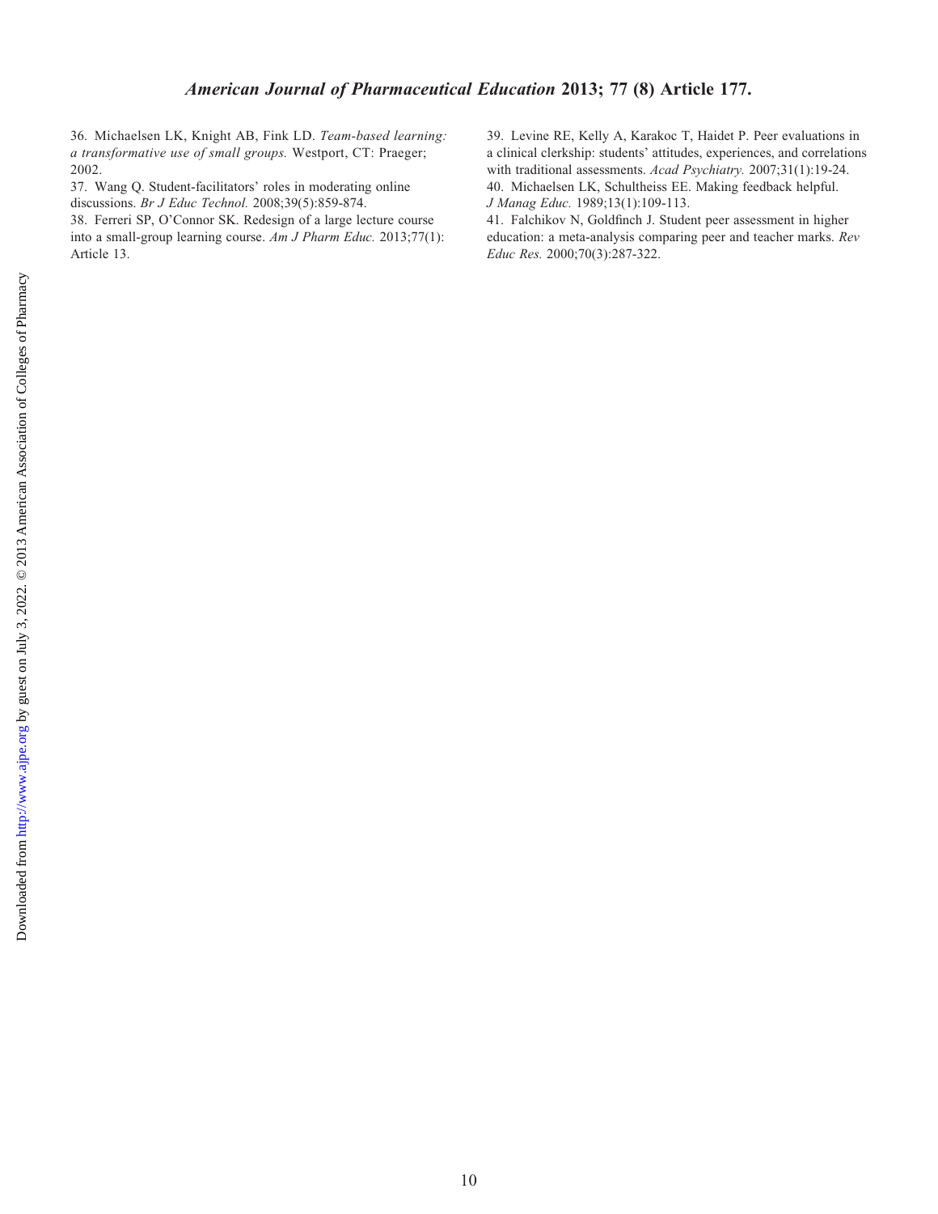36. Michaelsen LK, Knight AB, Fink LD. *Team-based learning: a transformative use of small groups.* Westport, CT: Praeger; 2002.

37. Wang Q. Student-facilitators' roles in moderating online discussions. *Br J Educ Technol.* 2008;39(5):859-874.

38. Ferreri SP, O'Connor SK. Redesign of a large lecture course into a small-group learning course. *Am J Pharm Educ.* 2013;77(1): Article 13.

39. Levine RE, Kelly A, Karakoc T, Haidet P. Peer evaluations in a clinical clerkship: students' attitudes, experiences, and correlations with traditional assessments. *Acad Psychiatry.* 2007;31(1):19-24.

40. Michaelsen LK, Schultheiss EE. Making feedback helpful. *J Manag Educ.* 1989;13(1):109-113.

41. Falchikov N, Goldfinch J. Student peer assessment in higher education: a meta-analysis comparing peer and teacher marks. *Rev Educ Res.* 2000;70(3):287-322.